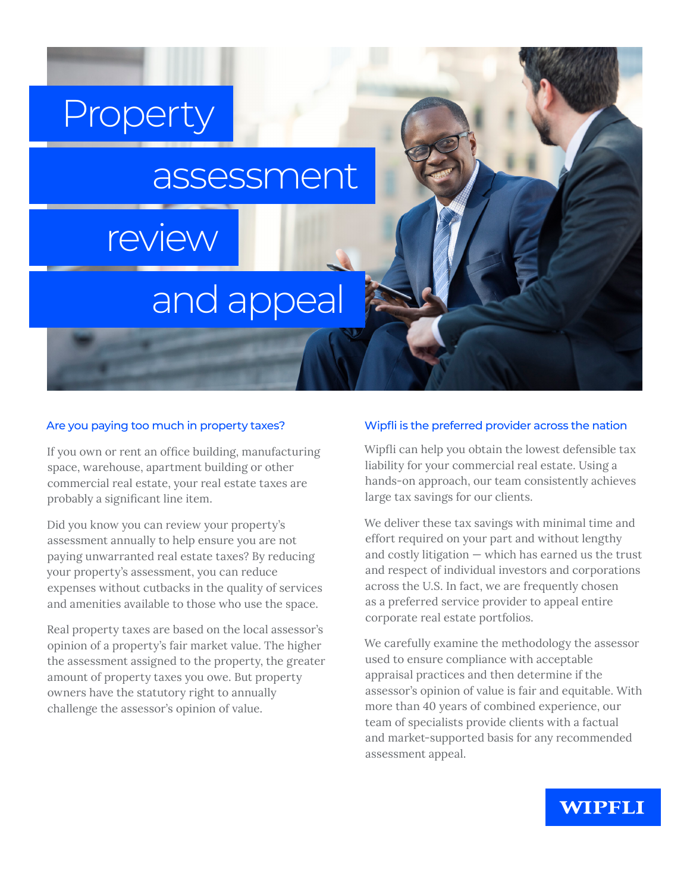# Property assessment review and appeal

## Are you paying too much in property taxes?

If you own or rent an office building, manufacturing space, warehouse, apartment building or other commercial real estate, your real estate taxes are probably a significant line item.

Did you know you can review your property's assessment annually to help ensure you are not paying unwarranted real estate taxes? By reducing your property's assessment, you can reduce expenses without cutbacks in the quality of services and amenities available to those who use the space.

Real property taxes are based on the local assessor's opinion of a property's fair market value. The higher the assessment assigned to the property, the greater amount of property taxes you owe. But property owners have the statutory right to annually challenge the assessor's opinion of value.

## Wipfli is the preferred provider across the nation

Wipfli can help you obtain the lowest defensible tax liability for your commercial real estate. Using a hands-on approach, our team consistently achieves large tax savings for our clients.

We deliver these tax savings with minimal time and effort required on your part and without lengthy and costly litigation — which has earned us the trust and respect of individual investors and corporations across the U.S. In fact, we are frequently chosen as a preferred service provider to appeal entire corporate real estate portfolios.

We carefully examine the methodology the assessor used to ensure compliance with acceptable appraisal practices and then determine if the assessor's opinion of value is fair and equitable. With more than 40 years of combined experience, our team of specialists provide clients with a factual and market-supported basis for any recommended assessment appeal.

WIPFLI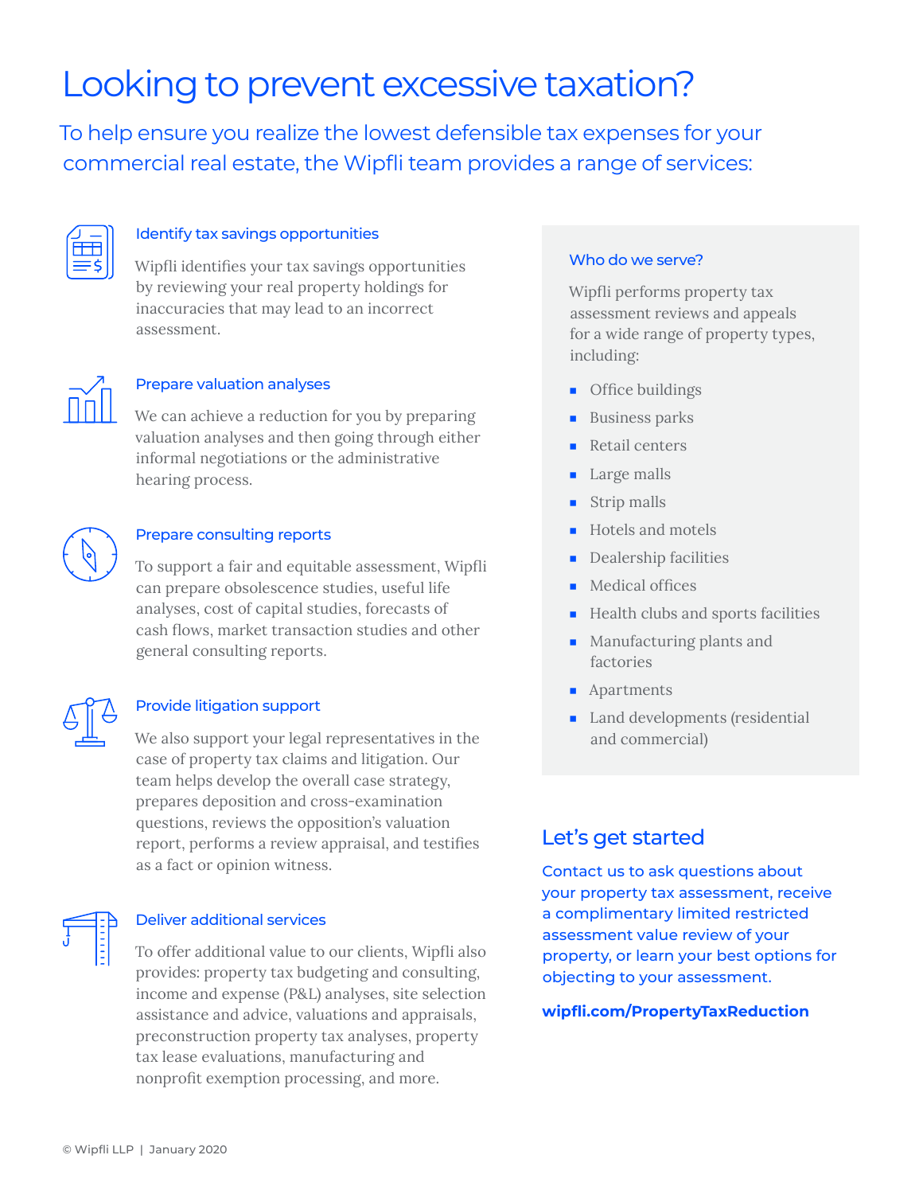# Looking to prevent excessive taxation?

To help ensure you realize the lowest defensible tax expenses for your commercial real estate, the Wipfli team provides a range of services:

### Identify tax savings opportunities

Wipfli identifies your tax savings opportunities by reviewing your real property holdings for inaccuracies that may lead to an incorrect assessment.

### Prepare valuation analyses

We can achieve a reduction for you by preparing valuation analyses and then going through either informal negotiations or the administrative hearing process.

### Prepare consulting reports

To support a fair and equitable assessment, Wipfli can prepare obsolescence studies, useful life analyses, cost of capital studies, forecasts of cash flows, market transaction studies and other general consulting reports.

### Provide litigation support

We also support your legal representatives in the case of property tax claims and litigation. Our team helps develop the overall case strategy, prepares deposition and cross-examination questions, reviews the opposition's valuation report, performs a review appraisal, and testifies as a fact or opinion witness.

### Deliver additional services

To offer additional value to our clients, Wipfli also provides: property tax budgeting and consulting, income and expense (P&L) analyses, site selection assistance and advice, valuations and appraisals, preconstruction property tax analyses, property tax lease evaluations, manufacturing and nonprofit exemption processing, and more.

### Who do we serve?

Wipfli performs property tax assessment reviews and appeals for a wide range of property types, including:

- Office buildings
- Business parks
- Retail centers
- Large malls
- Strip malls
- Hotels and motels
- Dealership facilities
- Medical offices
- Health clubs and sports facilities
- Manufacturing plants and factories
- Apartments
- Land developments (residential and commercial)

## Let's get started

Contact us to ask questions about your property tax assessment, receive a complimentary limited restricted assessment value review of your property, or learn your best options for objecting to your assessment.

**wipfli.com/PropertyTaxReduction**

© Wipfli LLP | January 2020